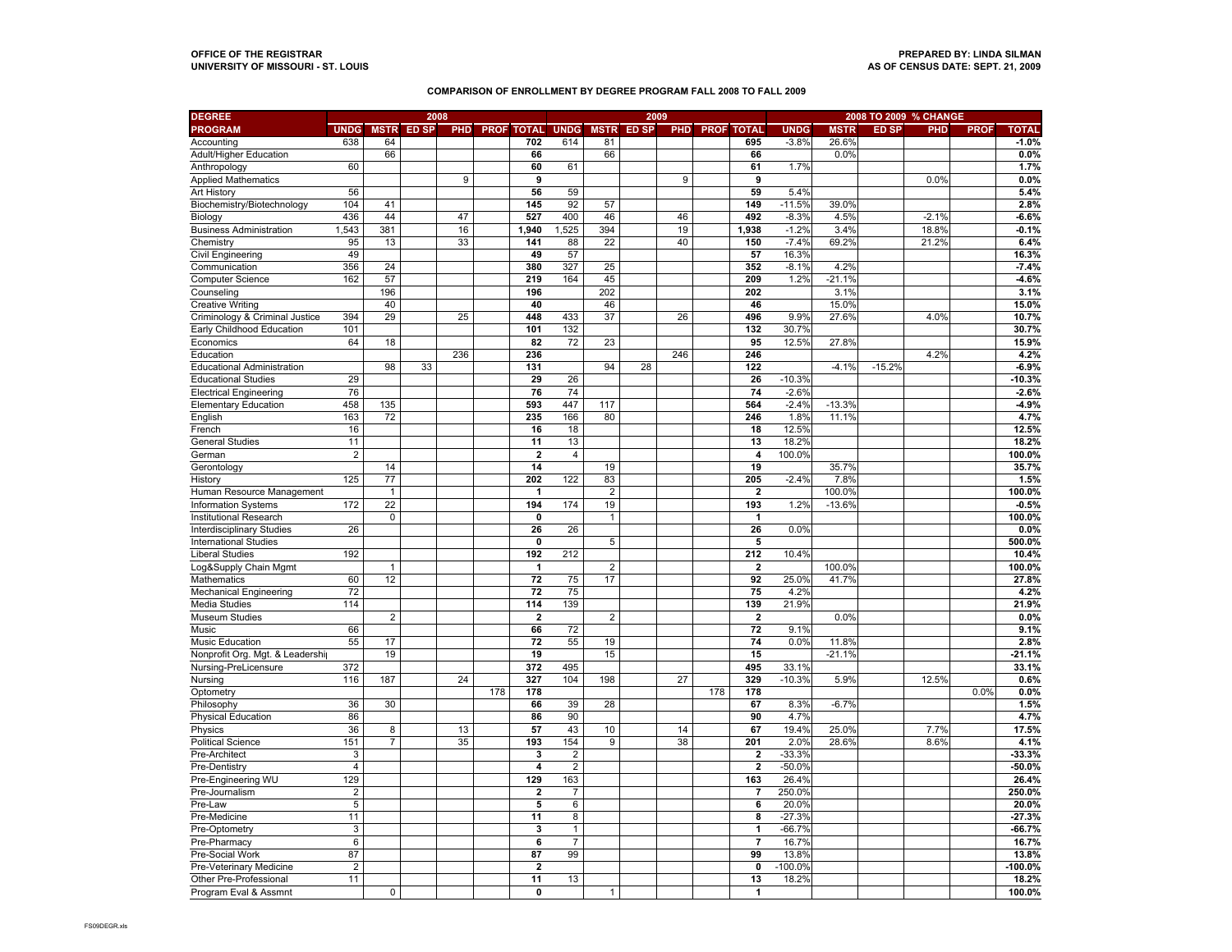OFFICE OF THE REGISTRAR
UNIVERSITY OF MISSOURI - ST. LOUIS

PREPARED BY: LINDA SILMAN
AS OF CENSUS DATE: SEPT. 21, 2009

## COMPARISON OF ENROLLMENT BY DEGREE PROGRAM FALL 2008 TO FALL 2009

| DEGREE PROGRAM | 2008 UNDG | 2008 MSTR | 2008 ED SP | 2008 PHD | 2008 PROF | 2008 TOTAL | 2009 UNDG | 2009 MSTR | 2009 ED SP | 2009 PHD | 2009 PROF | 2009 TOTAL | % CHANGE UNDG | % CHANGE MSTR | % CHANGE ED SP | % CHANGE PHD | % CHANGE PROF | % CHANGE TOTAL |
|---|---|---|---|---|---|---|---|---|---|---|---|---|---|---|---|---|---|---|
| Accounting | 638 | 64 | | | | **702** | 614 | 81 | | | | **695** | -3.8% | 26.6% | | | | **-1.0%** |
| Adult/Higher Education | | 66 | | | | **66** | | 66 | | | | **66** | | 0.0% | | | | **0.0%** |
| Anthropology | 60 | | | | | **60** | 61 | | | | | **61** | 1.7% | | | | | **1.7%** |
| Applied Mathematics | | | | 9 | | **9** | | | | 9 | | **9** | | | | 0.0% | | **0.0%** |
| Art History | 56 | | | | | **56** | 59 | | | | | **59** | 5.4% | | | | | **5.4%** |
| Biochemistry/Biotechnology | 104 | 41 | | | | **145** | 92 | 57 | | | | **149** | -11.5% | 39.0% | | | | **2.8%** |
| Biology | 436 | 44 | | 47 | | **527** | 400 | 46 | | 46 | | **492** | -8.3% | 4.5% | | -2.1% | | **-6.6%** |
| Business Administration | 1,543 | 381 | | 16 | | **1,940** | 1,525 | 394 | | 19 | | **1,938** | -1.2% | 3.4% | | 18.8% | | **-0.1%** |
| Chemistry | 95 | 13 | | 33 | | **141** | 88 | 22 | | 40 | | **150** | -7.4% | 69.2% | | 21.2% | | **6.4%** |
| Civil Engineering | 49 | | | | | **49** | 57 | | | | | **57** | 16.3% | | | | | **16.3%** |
| Communication | 356 | 24 | | | | **380** | 327 | 25 | | | | **352** | -8.1% | 4.2% | | | | **-7.4%** |
| Computer Science | 162 | 57 | | | | **219** | 164 | 45 | | | | **209** | 1.2% | -21.1% | | | | **-4.6%** |
| Counseling | | 196 | | | | **196** | | 202 | | | | **202** | | 3.1% | | | | **3.1%** |
| Creative Writing | | 40 | | | | **40** | | 46 | | | | **46** | | 15.0% | | | | **15.0%** |
| Criminology & Criminal Justice | 394 | 29 | | 25 | | **448** | 433 | 37 | | 26 | | **496** | 9.9% | 27.6% | | 4.0% | | **10.7%** |
| Early Childhood Education | 101 | | | | | **101** | 132 | | | | | **132** | 30.7% | | | | | **30.7%** |
| Economics | 64 | 18 | | | | **82** | 72 | 23 | | | | **95** | 12.5% | 27.8% | | | | **15.9%** |
| Education | | | | 236 | | **236** | | | | 246 | | **246** | | | | 4.2% | | **4.2%** |
| Educational Administration | | 98 | 33 | | | **131** | | 94 | 28 | | | **122** | | -4.1% | -15.2% | | | **-6.9%** |
| Educational Studies | 29 | | | | | **29** | 26 | | | | | **26** | -10.3% | | | | | **-10.3%** |
| Electrical Engineering | 76 | | | | | **76** | 74 | | | | | **74** | -2.6% | | | | | **-2.6%** |
| Elementary Education | 458 | 135 | | | | **593** | 447 | 117 | | | | **564** | -2.4% | -13.3% | | | | **-4.9%** |
| English | 163 | 72 | | | | **235** | 166 | 80 | | | | **246** | 1.8% | 11.1% | | | | **4.7%** |
| French | 16 | | | | | **16** | 18 | | | | | **18** | 12.5% | | | | | **12.5%** |
| General Studies | 11 | | | | | **11** | 13 | | | | | **13** | 18.2% | | | | | **18.2%** |
| German | 2 | | | | | **2** | 4 | | | | | **4** | 100.0% | | | | | **100.0%** |
| Gerontology | | 14 | | | | **14** | | 19 | | | | **19** | | 35.7% | | | | **35.7%** |
| History | 125 | 77 | | | | **202** | 122 | 83 | | | | **205** | -2.4% | 7.8% | | | | **1.5%** |
| Human Resource Management | | 1 | | | | **1** | | 2 | | | | **2** | | 100.0% | | | | **100.0%** |
| Information Systems | 172 | 22 | | | | **194** | 174 | 19 | | | | **193** | 1.2% | -13.6% | | | | **-0.5%** |
| Institutional Research | | 0 | | | | **0** | | 1 | | | | **1** | | | | | | **100.0%** |
| Interdisciplinary Studies | 26 | | | | | **26** | 26 | | | | | **26** | 0.0% | | | | | **0.0%** |
| International Studies | | | | | | **0** | | 5 | | | | **5** | | | | | | **500.0%** |
| Liberal Studies | 192 | | | | | **192** | 212 | | | | | **212** | 10.4% | | | | | **10.4%** |
| Log&Supply Chain Mgmt | | 1 | | | | **1** | | 2 | | | | **2** | | 100.0% | | | | **100.0%** |
| Mathematics | 60 | 12 | | | | **72** | 75 | 17 | | | | **92** | 25.0% | 41.7% | | | | **27.8%** |
| Mechanical Engineering | 72 | | | | | **72** | 75 | | | | | **75** | 4.2% | | | | | **4.2%** |
| Media Studies | 114 | | | | | **114** | 139 | | | | | **139** | 21.9% | | | | | **21.9%** |
| Museum Studies | | 2 | | | | **2** | | 2 | | | | **2** | | 0.0% | | | | **0.0%** |
| Music | 66 | | | | | **66** | 72 | | | | | **72** | 9.1% | | | | | **9.1%** |
| Music Education | 55 | 17 | | | | **72** | 55 | 19 | | | | **74** | 0.0% | 11.8% | | | | **2.8%** |
| Nonprofit Org. Mgt. & Leadership | | 19 | | | | **19** | | 15 | | | | **15** | | -21.1% | | | | **-21.1%** |
| Nursing-PreLicensure | 372 | | | | | **372** | 495 | | | | | **495** | 33.1% | | | | | **33.1%** |
| Nursing | 116 | 187 | | 24 | | **327** | 104 | 198 | | 27 | | **329** | -10.3% | 5.9% | | 12.5% | | **0.6%** |
| Optometry | | | | | 178 | **178** | | | | | 178 | **178** | | | | | 0.0% | **0.0%** |
| Philosophy | 36 | 30 | | | | **66** | 39 | 28 | | | | **67** | 8.3% | -6.7% | | | | **1.5%** |
| Physical Education | 86 | | | | | **86** | 90 | | | | | **90** | 4.7% | | | | | **4.7%** |
| Physics | 36 | 8 | | 13 | | **57** | 43 | 10 | | 14 | | **67** | 19.4% | 25.0% | | 7.7% | | **17.5%** |
| Political Science | 151 | 7 | | 35 | | **193** | 154 | 9 | | 38 | | **201** | 2.0% | 28.6% | | 8.6% | | **4.1%** |
| Pre-Architect | 3 | | | | | **3** | 2 | | | | | **2** | -33.3% | | | | | **-33.3%** |
| Pre-Dentistry | 4 | | | | | **4** | 2 | | | | | **2** | -50.0% | | | | | **-50.0%** |
| Pre-Engineering WU | 129 | | | | | **129** | 163 | | | | | **163** | 26.4% | | | | | **26.4%** |
| Pre-Journalism | 2 | | | | | **2** | 7 | | | | | **7** | 250.0% | | | | | **250.0%** |
| Pre-Law | 5 | | | | | **5** | 6 | | | | | **6** | 20.0% | | | | | **20.0%** |
| Pre-Medicine | 11 | | | | | **11** | 8 | | | | | **8** | -27.3% | | | | | **-27.3%** |
| Pre-Optometry | 3 | | | | | **3** | 1 | | | | | **1** | -66.7% | | | | | **-66.7%** |
| Pre-Pharmacy | 6 | | | | | **6** | 7 | | | | | **7** | 16.7% | | | | | **16.7%** |
| Pre-Social Work | 87 | | | | | **87** | 99 | | | | | **99** | 13.8% | | | | | **13.8%** |
| Pre-Veterinary Medicine | 2 | | | | | **2** | | | | | | **0** | -100.0% | | | | | **-100.0%** |
| Other Pre-Professional | 11 | | | | | **11** | 13 | | | | | **13** | 18.2% | | | | | **18.2%** |
| Program Eval & Assmnt | | 0 | | | | **0** | | 1 | | | | **1** | | | | | | **100.0%** |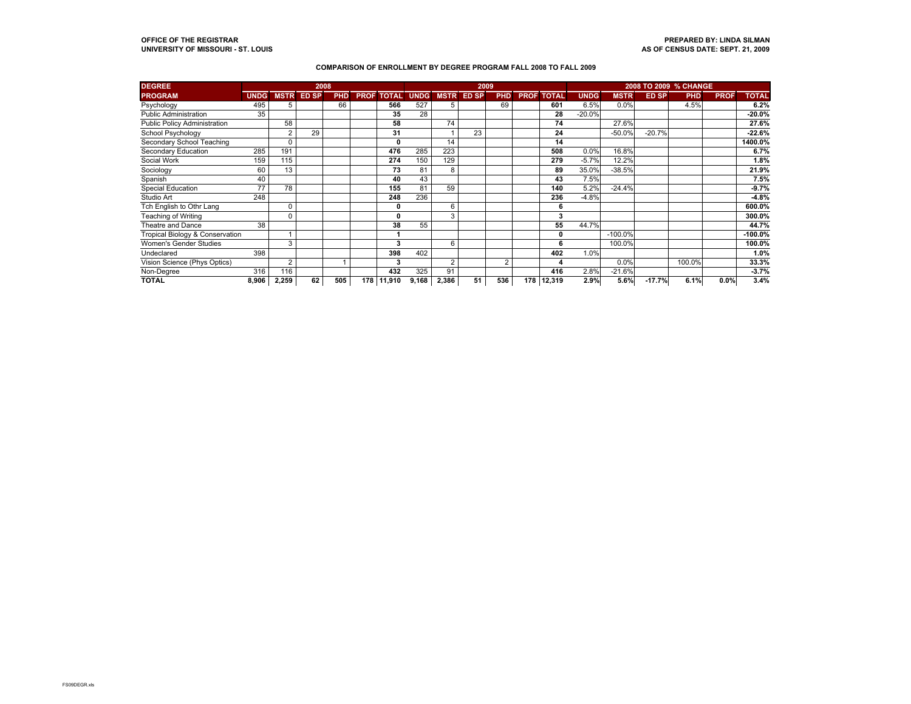OFFICE OF THE REGISTRAR
UNIVERSITY OF MISSOURI - ST. LOUIS

PREPARED BY: LINDA SILMAN
AS OF CENSUS DATE: SEPT. 21, 2009

**COMPARISON OF ENROLLMENT BY DEGREE PROGRAM FALL 2008 TO FALL 2009**

| DEGREE | 2008 | | | | | | 2009 | | | | | | 2008 TO 2009 % CHANGE | | | | | |
|---|---|---|---|---|---|---|---|---|---|---|---|---|---|---|---|---|---|---|
| PROGRAM | UNDG | MSTR | ED SP | PHD | PROF | TOTAL | UNDG | MSTR | ED SP | PHD | PROF | TOTAL | UNDG | MSTR | ED SP | PHD | PROF | TOTAL |
| Psychology | 495 | 5 | | 66 | | **566** | 527 | 5 | | 69 | | **601** | 6.5% | 0.0% | | 4.5% | | **6.2%** |
| Public Administration | 35 | | | | | **35** | 28 | | | | | **28** | -20.0% | | | | | **-20.0%** |
| Public Policy Administration | | 58 | | | | **58** | | 74 | | | | **74** | | 27.6% | | | | **27.6%** |
| School Psychology | | 2 | 29 | | | **31** | | 1 | 23 | | | **24** | | -50.0% | -20.7% | | | **-22.6%** |
| Secondary School Teaching | | 0 | | | | **0** | | 14 | | | | **14** | | | | | | **1400.0%** |
| Secondary Education | 285 | 191 | | | | **476** | 285 | 223 | | | | **508** | 0.0% | 16.8% | | | | **6.7%** |
| Social Work | 159 | 115 | | | | **274** | 150 | 129 | | | | **279** | -5.7% | 12.2% | | | | **1.8%** |
| Sociology | 60 | 13 | | | | **73** | 81 | 8 | | | | **89** | 35.0% | -38.5% | | | | **21.9%** |
| Spanish | 40 | | | | | **40** | 43 | | | | | **43** | 7.5% | | | | | **7.5%** |
| Special Education | 77 | 78 | | | | **155** | 81 | 59 | | | | **140** | 5.2% | -24.4% | | | | **-9.7%** |
| Studio Art | 248 | | | | | **248** | 236 | | | | | **236** | -4.8% | | | | | **-4.8%** |
| Tch English to Othr Lang | | 0 | | | | **0** | | 6 | | | | **6** | | | | | | **600.0%** |
| Teaching of Writing | | 0 | | | | **0** | | 3 | | | | **3** | | | | | | **300.0%** |
| Theatre and Dance | 38 | | | | | **38** | 55 | | | | | **55** | 44.7% | | | | | **44.7%** |
| Tropical Biology & Conservation | | 1 | | | | **1** | | | | | | **0** | | -100.0% | | | | **-100.0%** |
| Women's Gender Studies | | 3 | | | | **3** | | 6 | | | | **6** | | 100.0% | | | | **100.0%** |
| Undeclared | 398 | | | | | **398** | 402 | | | | | **402** | 1.0% | | | | | **1.0%** |
| Vision Science (Phys Optics) | | 2 | | 1 | | **3** | | 2 | | 2 | | **4** | | 0.0% | | 100.0% | | **33.3%** |
| Non-Degree | 316 | 116 | | | | **432** | 325 | 91 | | | | **416** | 2.8% | -21.6% | | | | **-3.7%** |
| **TOTAL** | **8,906** | **2,259** | **62** | **505** | **178** | **11,910** | **9,168** | **2,386** | **51** | **536** | **178** | **12,319** | **2.9%** | **5.6%** | **-17.7%** | **6.1%** | **0.0%** | **3.4%** |

FS09DEGR.xls